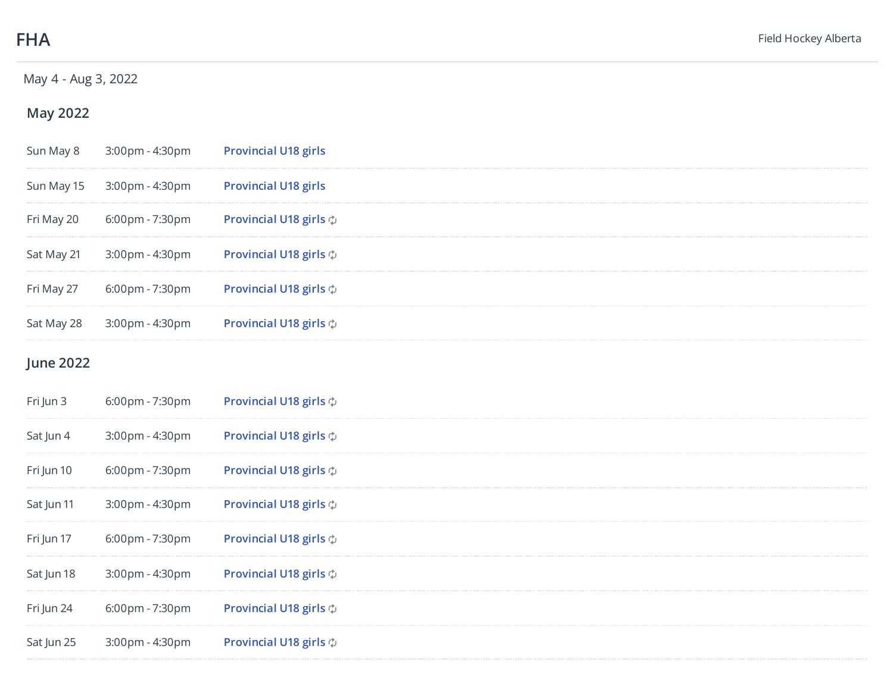# FHA

Field Hockey Alberta

May 4 - Aug 3, 2022

## May 2022

| | | |
|---|---|---|
| Sun May 8 | 3:00pm - 4:30pm | **Provincial U18 girls** |
| Sun May 15 | 3:00pm - 4:30pm | **Provincial U18 girls** |
| Fri May 20 | 6:00pm - 7:30pm | **Provincial U18 girls** |
| Sat May 21 | 3:00pm - 4:30pm | **Provincial U18 girls** |
| Fri May 27 | 6:00pm - 7:30pm | **Provincial U18 girls** |
| Sat May 28 | 3:00pm - 4:30pm | **Provincial U18 girls** |

## June 2022

| | | |
|---|---|---|
| Fri Jun 3 | 6:00pm - 7:30pm | **Provincial U18 girls** |
| Sat Jun 4 | 3:00pm - 4:30pm | **Provincial U18 girls** |
| Fri Jun 10 | 6:00pm - 7:30pm | **Provincial U18 girls** |
| Sat Jun 11 | 3:00pm - 4:30pm | **Provincial U18 girls** |
| Fri Jun 17 | 6:00pm - 7:30pm | **Provincial U18 girls** |
| Sat Jun 18 | 3:00pm - 4:30pm | **Provincial U18 girls** |
| Fri Jun 24 | 6:00pm - 7:30pm | **Provincial U18 girls** |
| Sat Jun 25 | 3:00pm - 4:30pm | **Provincial U18 girls** |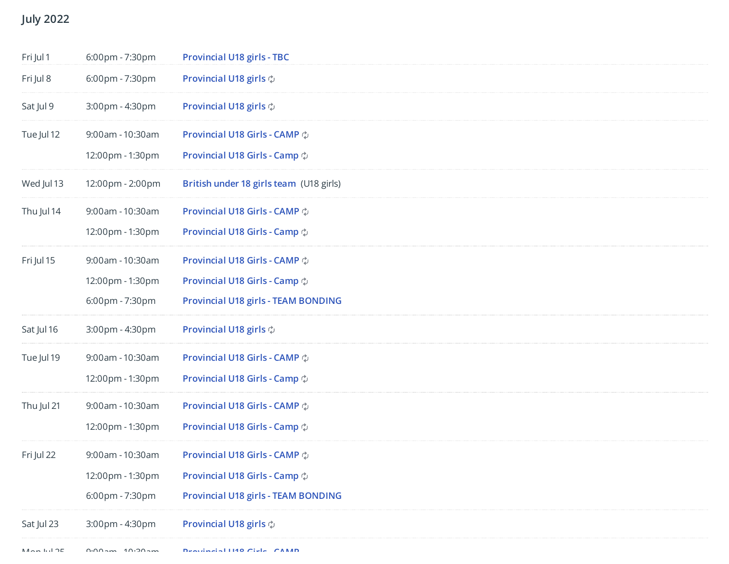## July 2022

| | | |
|---|---|---|
| Fri Jul 1 | 6:00pm - 7:30pm | Provincial U18 girls - TBC |
| Fri Jul 8 | 6:00pm - 7:30pm | Provincial U18 girls |
| Sat Jul 9 | 3:00pm - 4:30pm | Provincial U18 girls |
| Tue Jul 12 | 9:00am - 10:30am | Provincial U18 Girls - CAMP |
| | 12:00pm - 1:30pm | Provincial U18 Girls - Camp |
| Wed Jul 13 | 12:00pm - 2:00pm | British under 18 girls team (U18 girls) |
| Thu Jul 14 | 9:00am - 10:30am | Provincial U18 Girls - CAMP |
| | 12:00pm - 1:30pm | Provincial U18 Girls - Camp |
| Fri Jul 15 | 9:00am - 10:30am | Provincial U18 Girls - CAMP |
| | 12:00pm - 1:30pm | Provincial U18 Girls - Camp |
| | 6:00pm - 7:30pm | Provincial U18 girls - TEAM BONDING |
| Sat Jul 16 | 3:00pm - 4:30pm | Provincial U18 girls |
| Tue Jul 19 | 9:00am - 10:30am | Provincial U18 Girls - CAMP |
| | 12:00pm - 1:30pm | Provincial U18 Girls - Camp |
| Thu Jul 21 | 9:00am - 10:30am | Provincial U18 Girls - CAMP |
| | 12:00pm - 1:30pm | Provincial U18 Girls - Camp |
| Fri Jul 22 | 9:00am - 10:30am | Provincial U18 Girls - CAMP |
| | 12:00pm - 1:30pm | Provincial U18 Girls - Camp |
| | 6:00pm - 7:30pm | Provincial U18 girls - TEAM BONDING |
| Sat Jul 23 | 3:00pm - 4:30pm | Provincial U18 girls |
| Mon Jul 25 | 9:00am - 10:30am | Provincial U18 Girls - CAMP |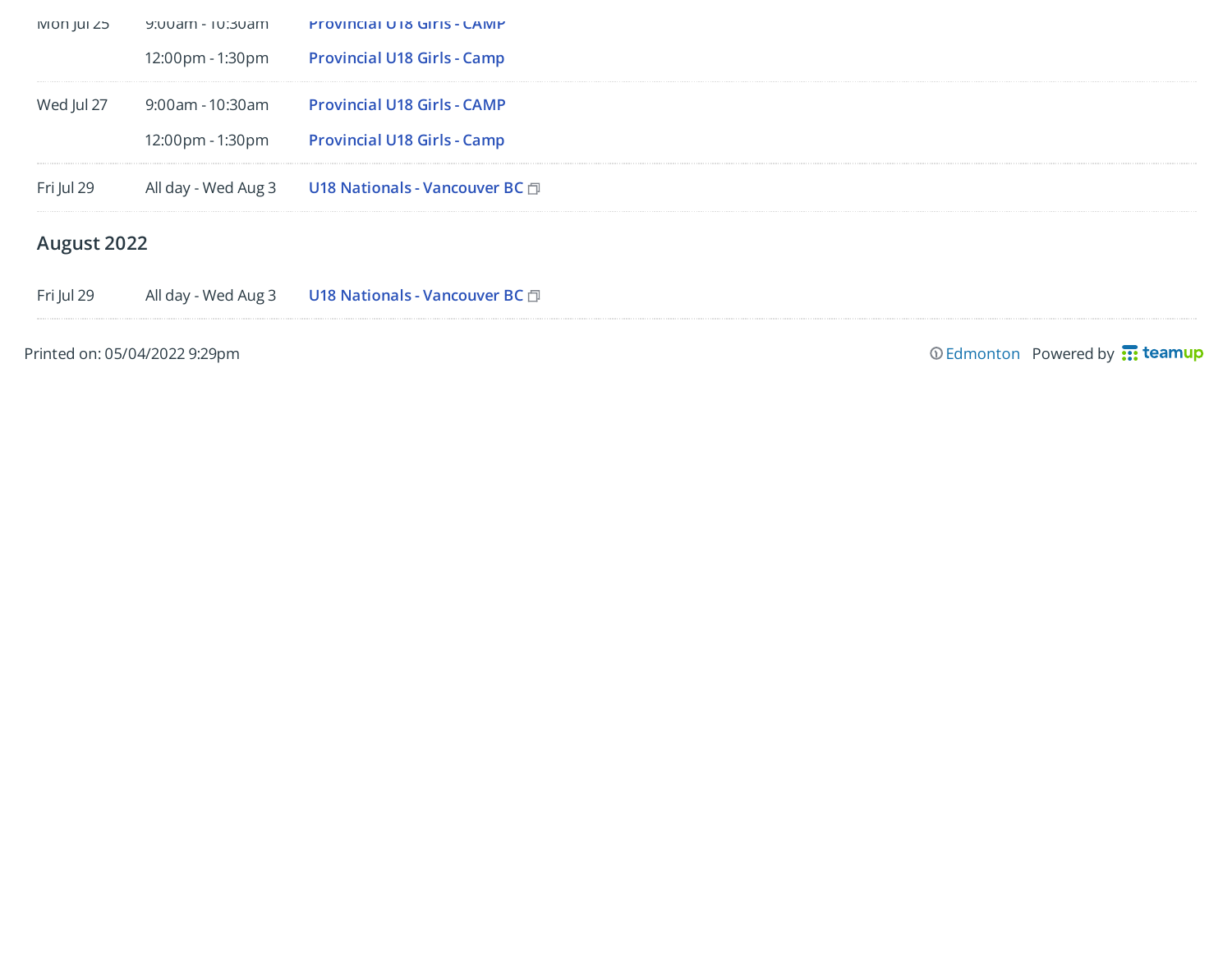| | | |
|---|---|---|
| Mon Jul 25 | 9:00am - 10:30am | Provincial U18 Girls - CAMP |
| | 12:00pm - 1:30pm | Provincial U18 Girls - Camp |
| Wed Jul 27 | 9:00am - 10:30am | Provincial U18 Girls - CAMP |
| | 12:00pm - 1:30pm | Provincial U18 Girls - Camp |
| Fri Jul 29 | All day - Wed Aug 3 | U18 Nationals - Vancouver BC |

## August 2022

| | | |
|---|---|---|
| Fri Jul 29 | All day - Wed Aug 3 | U18 Nationals - Vancouver BC |

Printed on: 05/04/2022 9:29pm

Edmonton Powered by teamup